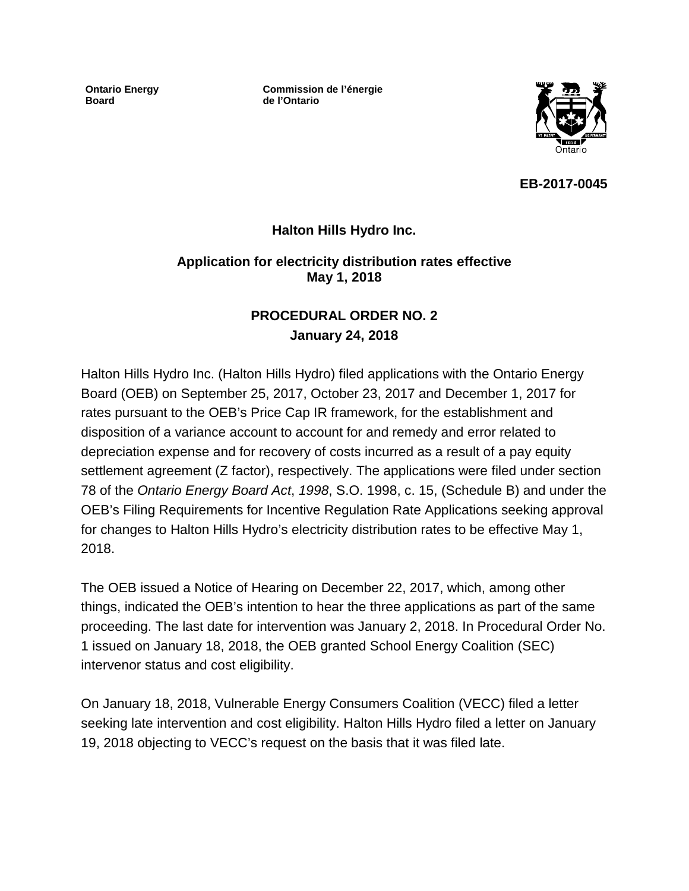**Ontario Energy Board**

**Commission de l'énergie de l'Ontario**

**EB-2017-0045**

**Halton Hills Hydro Inc.**

**Application for electricity distribution rates effective May 1, 2018**

**PROCEDURAL ORDER NO. 2**
**January 24, 2018**

Halton Hills Hydro Inc. (Halton Hills Hydro) filed applications with the Ontario Energy Board (OEB) on September 25, 2017, October 23, 2017 and December 1, 2017 for rates pursuant to the OEB's Price Cap IR framework, for the establishment and disposition of a variance account to account for and remedy and error related to depreciation expense and for recovery of costs incurred as a result of a pay equity settlement agreement (Z factor), respectively. The applications were filed under section 78 of the *Ontario Energy Board Act*, *1998*, S.O. 1998, c. 15, (Schedule B) and under the OEB's Filing Requirements for Incentive Regulation Rate Applications seeking approval for changes to Halton Hills Hydro's electricity distribution rates to be effective May 1, 2018.

The OEB issued a Notice of Hearing on December 22, 2017, which, among other things, indicated the OEB's intention to hear the three applications as part of the same proceeding. The last date for intervention was January 2, 2018. In Procedural Order No. 1 issued on January 18, 2018, the OEB granted School Energy Coalition (SEC) intervenor status and cost eligibility.

On January 18, 2018, Vulnerable Energy Consumers Coalition (VECC) filed a letter seeking late intervention and cost eligibility. Halton Hills Hydro filed a letter on January 19, 2018 objecting to VECC's request on the basis that it was filed late.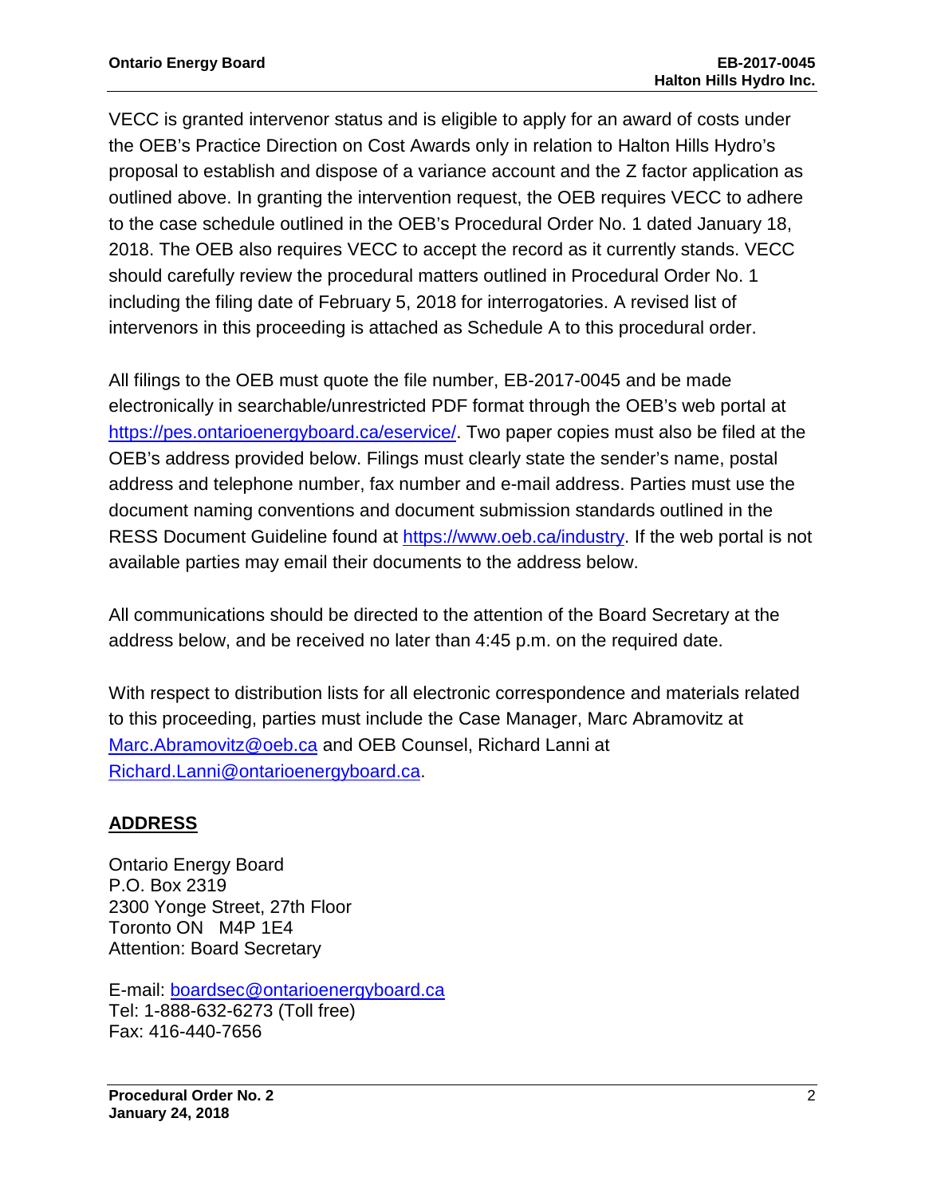VECC is granted intervenor status and is eligible to apply for an award of costs under the OEB's Practice Direction on Cost Awards only in relation to Halton Hills Hydro's proposal to establish and dispose of a variance account and the Z factor application as outlined above. In granting the intervention request, the OEB requires VECC to adhere to the case schedule outlined in the OEB's Procedural Order No. 1 dated January 18, 2018. The OEB also requires VECC to accept the record as it currently stands. VECC should carefully review the procedural matters outlined in Procedural Order No. 1 including the filing date of February 5, 2018 for interrogatories. A revised list of intervenors in this proceeding is attached as Schedule A to this procedural order.

All filings to the OEB must quote the file number, EB-2017-0045 and be made electronically in searchable/unrestricted PDF format through the OEB's web portal at https://pes.ontarioenergyboard.ca/eservice/. Two paper copies must also be filed at the OEB's address provided below. Filings must clearly state the sender's name, postal address and telephone number, fax number and e-mail address. Parties must use the document naming conventions and document submission standards outlined in the RESS Document Guideline found at https://www.oeb.ca/industry. If the web portal is not available parties may email their documents to the address below.

All communications should be directed to the attention of the Board Secretary at the address below, and be received no later than 4:45 p.m. on the required date.

With respect to distribution lists for all electronic correspondence and materials related to this proceeding, parties must include the Case Manager, Marc Abramovitz at Marc.Abramovitz@oeb.ca and OEB Counsel, Richard Lanni at Richard.Lanni@ontarioenergyboard.ca.

## ADDRESS

Ontario Energy Board
P.O. Box 2319
2300 Yonge Street, 27th Floor
Toronto ON M4P 1E4
Attention: Board Secretary

E-mail: boardsec@ontarioenergyboard.ca
Tel: 1-888-632-6273 (Toll free)
Fax: 416-440-7656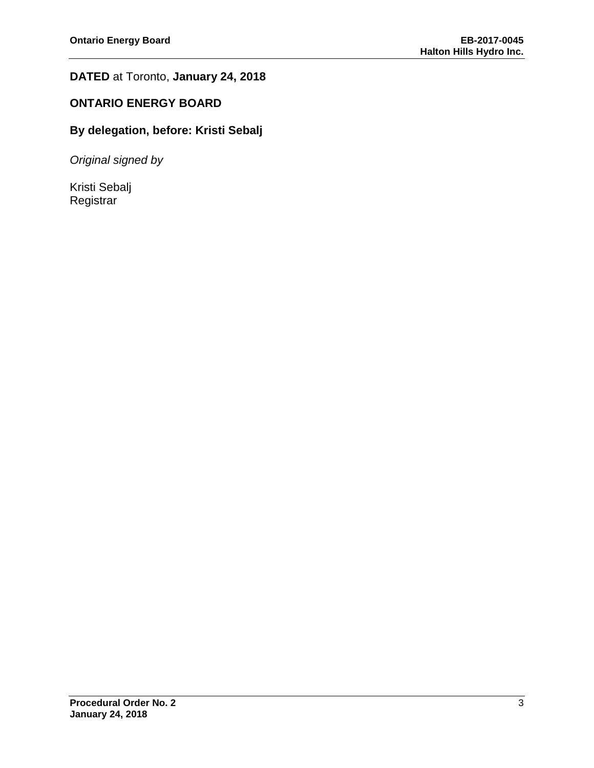**DATED** at Toronto, **January 24, 2018**

**ONTARIO ENERGY BOARD**

**By delegation, before: Kristi Sebalj**

*Original signed by*

Kristi Sebalj
Registrar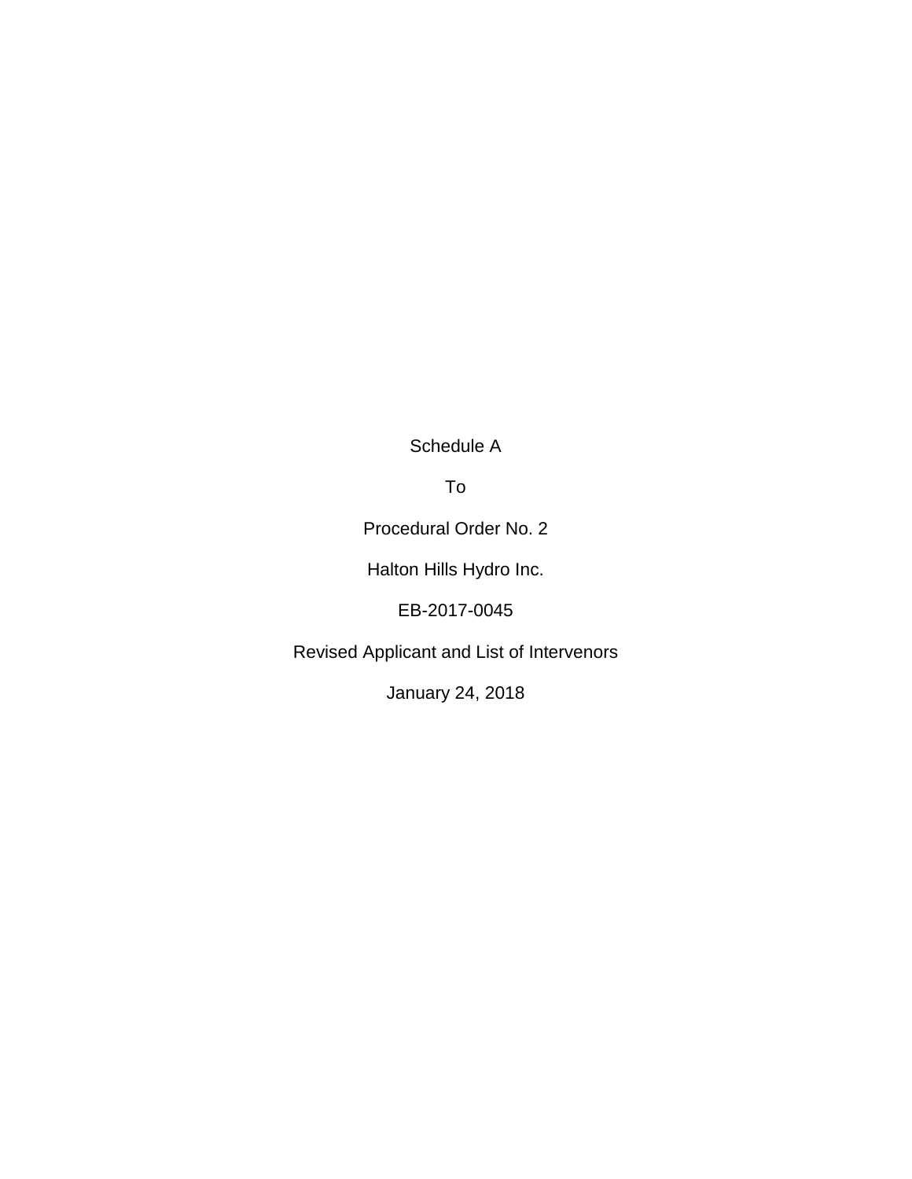Schedule A

To

Procedural Order No. 2

Halton Hills Hydro Inc.

EB-2017-0045

Revised Applicant and List of Intervenors

January 24, 2018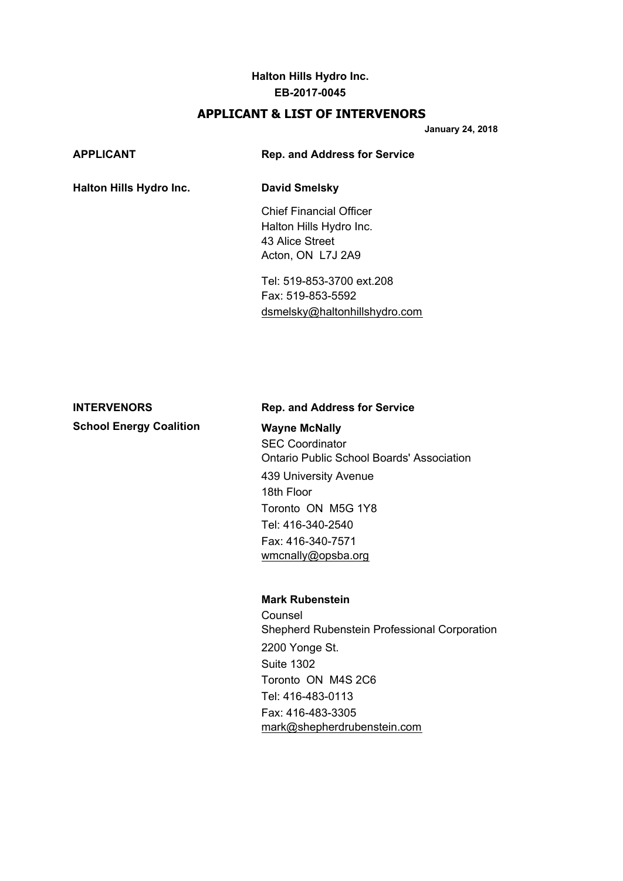**Halton Hills Hydro Inc.**
**EB-2017-0045**

## APPLICANT & LIST OF INTERVENORS

**January 24, 2018**

| **APPLICANT** | **Rep. and Address for Service** |
|---|---|
| **Halton Hills Hydro Inc.** | **David Smelsky**<br>Chief Financial Officer<br>Halton Hills Hydro Inc.<br>43 Alice Street<br>Acton, ON L7J 2A9<br><br>Tel: 519-853-3700 ext.208<br>Fax: 519-853-5592<br>dsmelsky@haltonhillshydro.com |

| **INTERVENORS** | **Rep. and Address for Service** |
|---|---|
| **School Energy Coalition** | **Wayne McNally**<br>SEC Coordinator<br>Ontario Public School Boards' Association<br>439 University Avenue<br>18th Floor<br>Toronto ON M5G 1Y8<br>Tel: 416-340-2540<br>Fax: 416-340-7571<br>wmcnally@opsba.org |
| | **Mark Rubenstein**<br>Counsel<br>Shepherd Rubenstein Professional Corporation<br>2200 Yonge St.<br>Suite 1302<br>Toronto ON M4S 2C6<br>Tel: 416-483-0113<br>Fax: 416-483-3305<br>mark@shepherdrubenstein.com |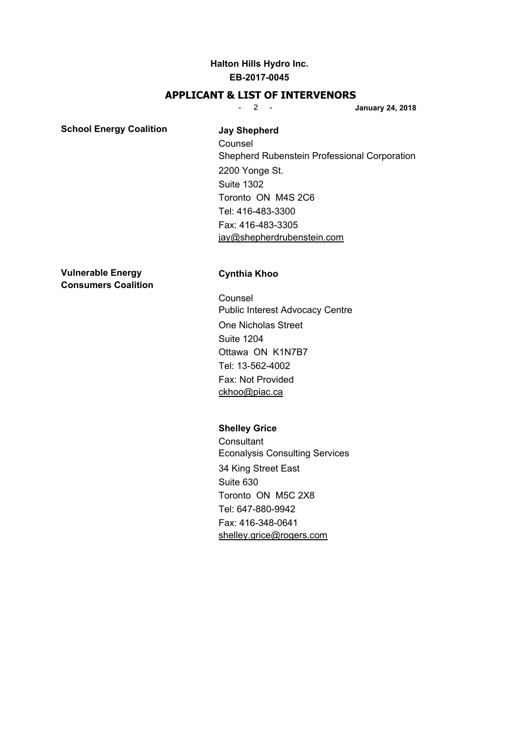**Halton Hills Hydro Inc.**
**EB-2017-0045**

## APPLICANT & LIST OF INTERVENORS

**January 24, 2018**

| | |
|---|---|
| **School Energy Coalition** | **Jay Shepherd**<br>Counsel<br>Shepherd Rubenstein Professional Corporation<br>2200 Yonge St.<br>Suite 1302<br>Toronto ON M4S 2C6<br>Tel: 416-483-3300<br>Fax: 416-483-3305<br>jay@shepherdrubenstein.com |
| **Vulnerable Energy Consumers Coalition** | **Cynthia Khoo**<br>Counsel<br>Public Interest Advocacy Centre<br>One Nicholas Street<br>Suite 1204<br>Ottawa ON K1N7B7<br>Tel: 13-562-4002<br>Fax: Not Provided<br>ckhoo@piac.ca |
| | **Shelley Grice**<br>Consultant<br>Econalysis Consulting Services<br>34 King Street East<br>Suite 630<br>Toronto ON M5C 2X8<br>Tel: 647-880-9942<br>Fax: 416-348-0641<br>shelley.grice@rogers.com |